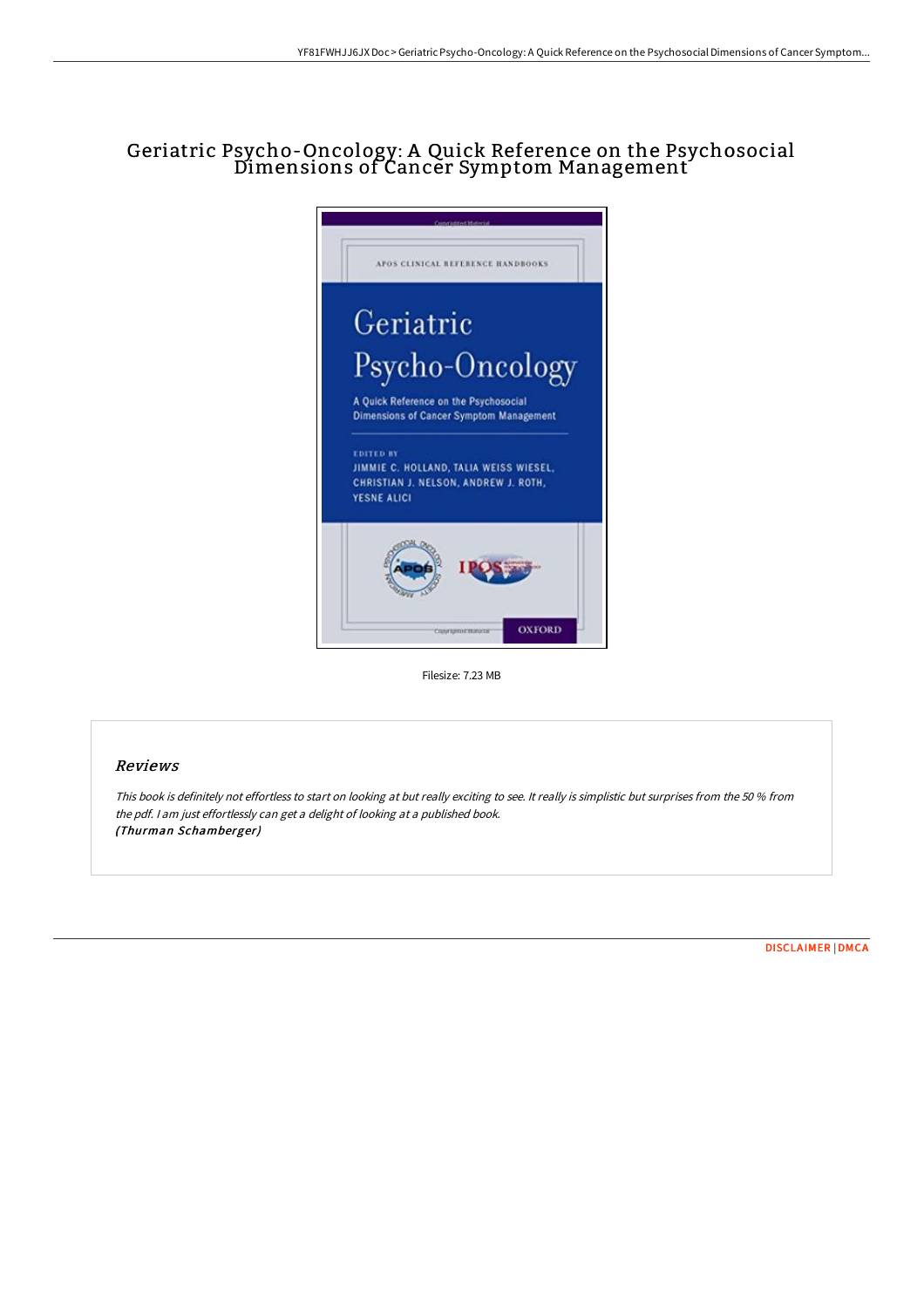# Geriatric Psycho-Oncology: A Quick Reference on the Psychosocial Dimensions of Cancer Symptom Management

Filesize: 7.23 MB

## Reviews

*This book is definitely not effortless to start on looking at but really exciting to see. It really is simplistic but surprises from the 50 % from the pdf. I am just effortlessly can get a delight of looking at a published book.*
*(Thurman Schamberger)*

DISCLAIMER | DMCA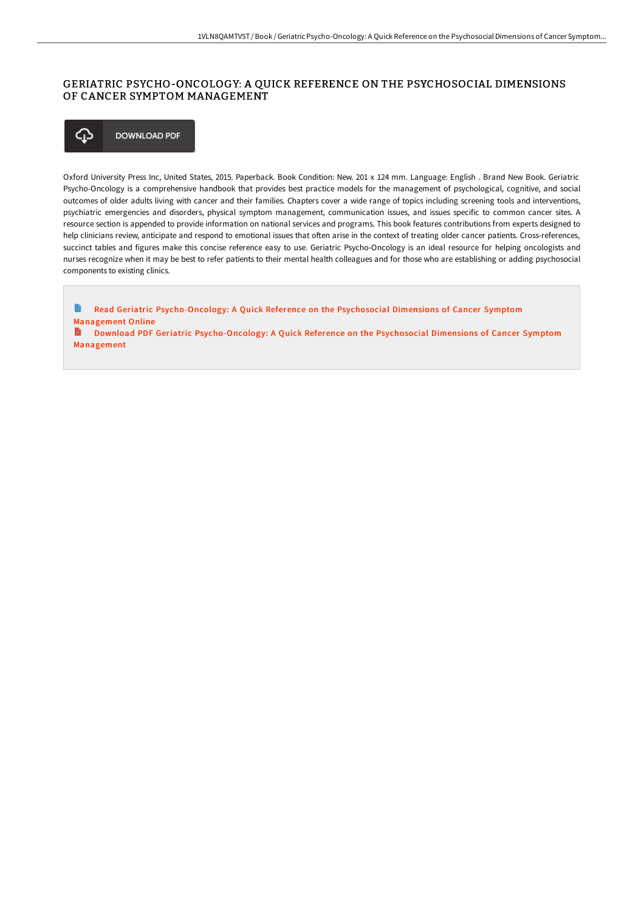# GERIATRIC PSYCHO-ONCOLOGY: A QUICK REFERENCE ON THE PSYCHOSOCIAL DIMENSIONS OF CANCER SYMPTOM MANAGEMENT

DOWNLOAD PDF

Oxford University Press Inc, United States, 2015. Paperback. Book Condition: New. 201 x 124 mm. Language: English . Brand New Book. Geriatric Psycho-Oncology is a comprehensive handbook that provides best practice models for the management of psychological, cognitive, and social outcomes of older adults living with cancer and their families. Chapters cover a wide range of topics including screening tools and interventions, psychiatric emergencies and disorders, physical symptom management, communication issues, and issues specific to common cancer sites. A resource section is appended to provide information on national services and programs. This book features contributions from experts designed to help clinicians review, anticipate and respond to emotional issues that often arise in the context of treating older cancer patients. Cross-references, succinct tables and figures make this concise reference easy to use. Geriatric Psycho-Oncology is an ideal resource for helping oncologists and nurses recognize when it may be best to refer patients to their mental health colleagues and for those who are establishing or adding psychosocial components to existing clinics.

Read Geriatric Psycho-Oncology: A Quick Reference on the Psychosocial Dimensions of Cancer Symptom Management Online

Download PDF Geriatric Psycho-Oncology: A Quick Reference on the Psychosocial Dimensions of Cancer Symptom Management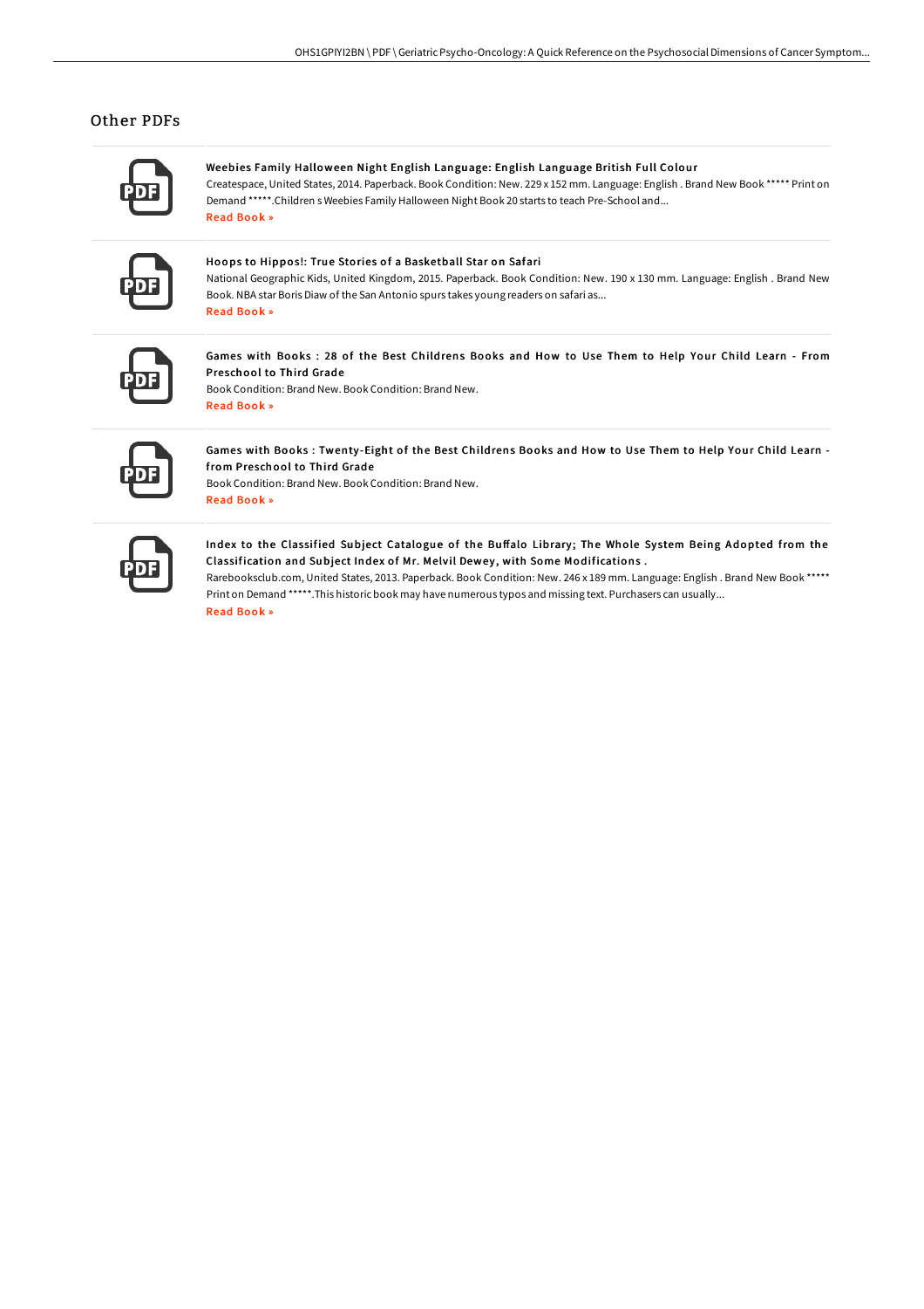## Other PDFs

**Weebies Family Halloween Night English Language: English Language British Full Colour**

Createspace, United States, 2014. Paperback. Book Condition: New. 229 x 152 mm. Language: English . Brand New Book ***** Print on Demand *****.Children s Weebies Family Halloween Night Book 20 starts to teach Pre-School and...

Read Book »

**Hoops to Hippos!: True Stories of a Basketball Star on Safari**

National Geographic Kids, United Kingdom, 2015. Paperback. Book Condition: New. 190 x 130 mm. Language: English . Brand New Book. NBA star Boris Diaw of the San Antonio spurs takes young readers on safari as...

Read Book »

**Games with Books : 28 of the Best Childrens Books and How to Use Them to Help Your Child Learn - From Preschool to Third Grade**

Book Condition: Brand New. Book Condition: Brand New.

Read Book »

**Games with Books : Twenty-Eight of the Best Childrens Books and How to Use Them to Help Your Child Learn - from Preschool to Third Grade**

Book Condition: Brand New. Book Condition: Brand New.

Read Book »

**Index to the Classified Subject Catalogue of the Buffalo Library; The Whole System Being Adopted from the Classification and Subject Index of Mr. Melvil Dewey, with Some Modifications .**

Rarebooksclub.com, United States, 2013. Paperback. Book Condition: New. 246 x 189 mm. Language: English . Brand New Book ***** Print on Demand *****.This historic book may have numerous typos and missing text. Purchasers can usually...

Read Book »